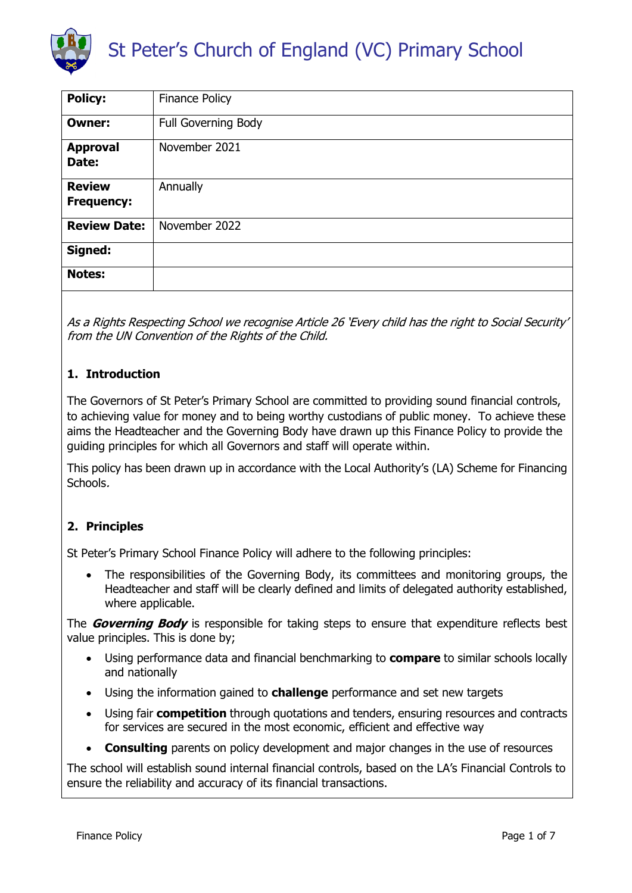# St Peter's Church of England (VC) Primary School

| Policy: | Finance Policy |
|---|---|
| Owner: | Full Governing Body |
| Approval Date: | November 2021 |
| Review Frequency: | Annually |
| Review Date: | November 2022 |
| Signed: | |
| Notes: | |

*As a Rights Respecting School we recognise Article 26 'Every child has the right to Social Security' from the UN Convention of the Rights of the Child.*

## 1. Introduction

The Governors of St Peter's Primary School are committed to providing sound financial controls, to achieving value for money and to being worthy custodians of public money. To achieve these aims the Headteacher and the Governing Body have drawn up this Finance Policy to provide the guiding principles for which all Governors and staff will operate within.

This policy has been drawn up in accordance with the Local Authority's (LA) Scheme for Financing Schools.

## 2. Principles

St Peter's Primary School Finance Policy will adhere to the following principles:

- The responsibilities of the Governing Body, its committees and monitoring groups, the Headteacher and staff will be clearly defined and limits of delegated authority established, where applicable.

The ***Governing Body*** is responsible for taking steps to ensure that expenditure reflects best value principles. This is done by;

- Using performance data and financial benchmarking to **compare** to similar schools locally and nationally
- Using the information gained to **challenge** performance and set new targets
- Using fair **competition** through quotations and tenders, ensuring resources and contracts for services are secured in the most economic, efficient and effective way
- **Consulting** parents on policy development and major changes in the use of resources

The school will establish sound internal financial controls, based on the LA's Financial Controls to ensure the reliability and accuracy of its financial transactions.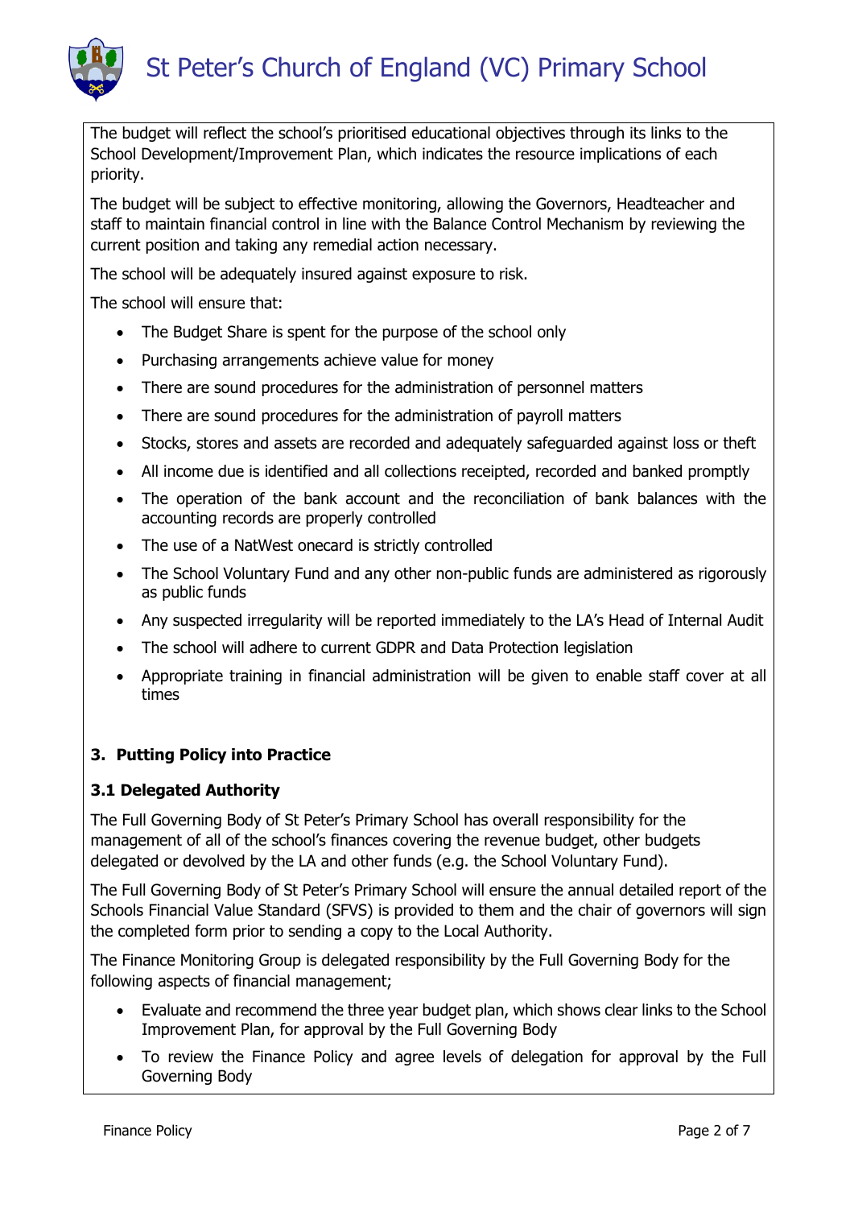The budget will reflect the school's prioritised educational objectives through its links to the School Development/Improvement Plan, which indicates the resource implications of each priority.

The budget will be subject to effective monitoring, allowing the Governors, Headteacher and staff to maintain financial control in line with the Balance Control Mechanism by reviewing the current position and taking any remedial action necessary.

The school will be adequately insured against exposure to risk.

The school will ensure that:

- The Budget Share is spent for the purpose of the school only
- Purchasing arrangements achieve value for money
- There are sound procedures for the administration of personnel matters
- There are sound procedures for the administration of payroll matters
- Stocks, stores and assets are recorded and adequately safeguarded against loss or theft
- All income due is identified and all collections receipted, recorded and banked promptly
- The operation of the bank account and the reconciliation of bank balances with the accounting records are properly controlled
- The use of a NatWest onecard is strictly controlled
- The School Voluntary Fund and any other non-public funds are administered as rigorously as public funds
- Any suspected irregularity will be reported immediately to the LA's Head of Internal Audit
- The school will adhere to current GDPR and Data Protection legislation
- Appropriate training in financial administration will be given to enable staff cover at all times

## 3. Putting Policy into Practice

### 3.1 Delegated Authority

The Full Governing Body of St Peter's Primary School has overall responsibility for the management of all of the school's finances covering the revenue budget, other budgets delegated or devolved by the LA and other funds (e.g. the School Voluntary Fund).

The Full Governing Body of St Peter's Primary School will ensure the annual detailed report of the Schools Financial Value Standard (SFVS) is provided to them and the chair of governors will sign the completed form prior to sending a copy to the Local Authority.

The Finance Monitoring Group is delegated responsibility by the Full Governing Body for the following aspects of financial management;

- Evaluate and recommend the three year budget plan, which shows clear links to the School Improvement Plan, for approval by the Full Governing Body
- To review the Finance Policy and agree levels of delegation for approval by the Full Governing Body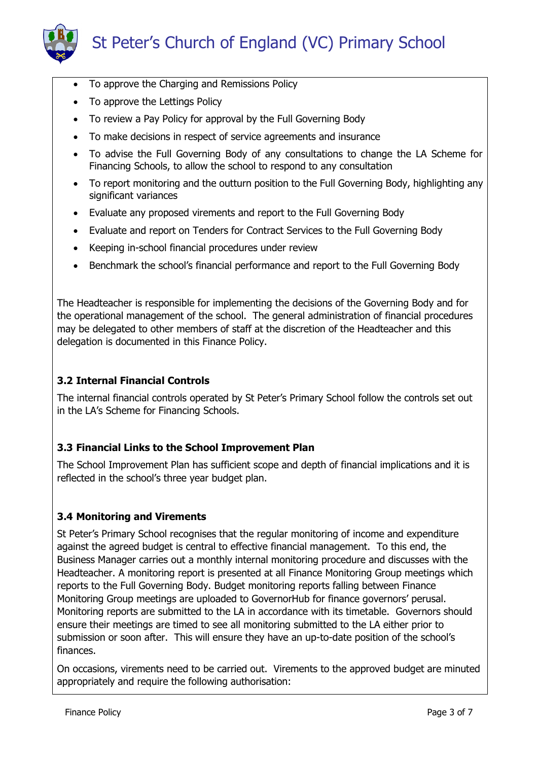- To approve the Charging and Remissions Policy
- To approve the Lettings Policy
- To review a Pay Policy for approval by the Full Governing Body
- To make decisions in respect of service agreements and insurance
- To advise the Full Governing Body of any consultations to change the LA Scheme for Financing Schools, to allow the school to respond to any consultation
- To report monitoring and the outturn position to the Full Governing Body, highlighting any significant variances
- Evaluate any proposed virements and report to the Full Governing Body
- Evaluate and report on Tenders for Contract Services to the Full Governing Body
- Keeping in-school financial procedures under review
- Benchmark the school's financial performance and report to the Full Governing Body

The Headteacher is responsible for implementing the decisions of the Governing Body and for the operational management of the school. The general administration of financial procedures may be delegated to other members of staff at the discretion of the Headteacher and this delegation is documented in this Finance Policy.

### 3.2 Internal Financial Controls

The internal financial controls operated by St Peter's Primary School follow the controls set out in the LA's Scheme for Financing Schools.

### 3.3 Financial Links to the School Improvement Plan

The School Improvement Plan has sufficient scope and depth of financial implications and it is reflected in the school's three year budget plan.

### 3.4 Monitoring and Virements

St Peter's Primary School recognises that the regular monitoring of income and expenditure against the agreed budget is central to effective financial management. To this end, the Business Manager carries out a monthly internal monitoring procedure and discusses with the Headteacher. A monitoring report is presented at all Finance Monitoring Group meetings which reports to the Full Governing Body. Budget monitoring reports falling between Finance Monitoring Group meetings are uploaded to GovernorHub for finance governors' perusal. Monitoring reports are submitted to the LA in accordance with its timetable. Governors should ensure their meetings are timed to see all monitoring submitted to the LA either prior to submission or soon after. This will ensure they have an up-to-date position of the school's finances.

On occasions, virements need to be carried out. Virements to the approved budget are minuted appropriately and require the following authorisation: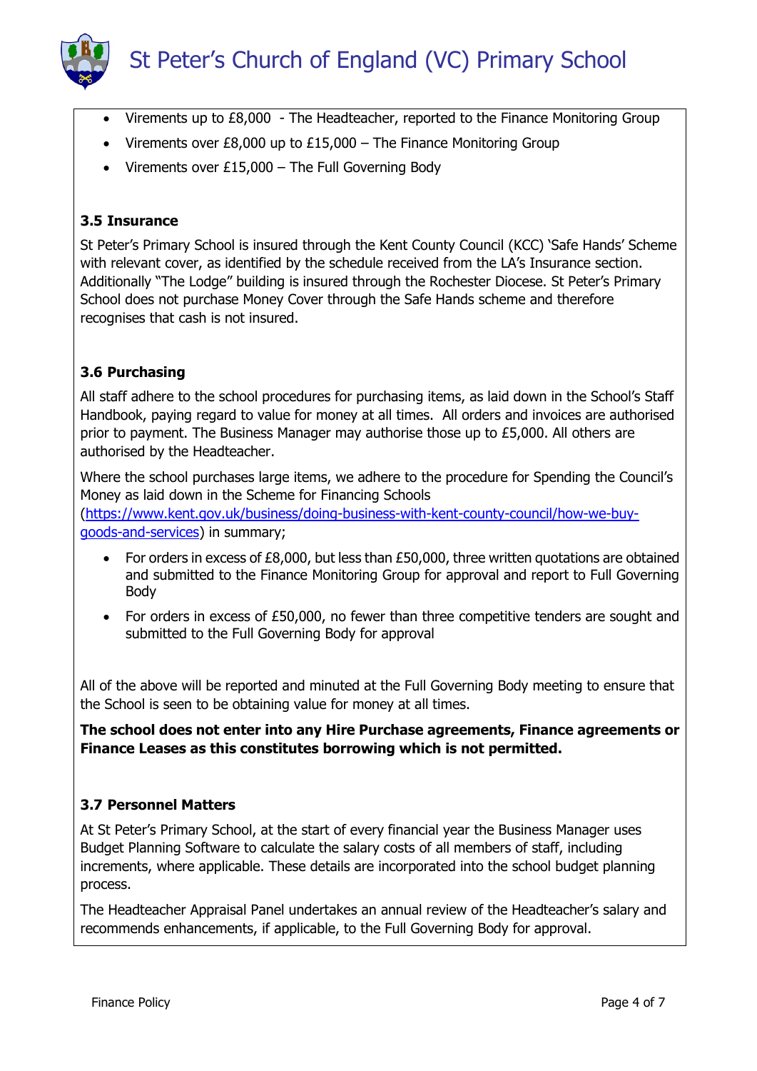- Virements up to £8,000 - The Headteacher, reported to the Finance Monitoring Group
- Virements over £8,000 up to £15,000 – The Finance Monitoring Group
- Virements over £15,000 – The Full Governing Body

### 3.5 Insurance

St Peter's Primary School is insured through the Kent County Council (KCC) 'Safe Hands' Scheme with relevant cover, as identified by the schedule received from the LA's Insurance section. Additionally "The Lodge" building is insured through the Rochester Diocese. St Peter's Primary School does not purchase Money Cover through the Safe Hands scheme and therefore recognises that cash is not insured.

### 3.6 Purchasing

All staff adhere to the school procedures for purchasing items, as laid down in the School's Staff Handbook, paying regard to value for money at all times. All orders and invoices are authorised prior to payment. The Business Manager may authorise those up to £5,000. All others are authorised by the Headteacher.

Where the school purchases large items, we adhere to the procedure for Spending the Council's Money as laid down in the Scheme for Financing Schools ([https://www.kent.gov.uk/business/doing-business-with-kent-county-council/how-we-buy-goods-and-services](https://www.kent.gov.uk/business/doing-business-with-kent-county-council/how-we-buy-goods-and-services)) in summary;

- For orders in excess of £8,000, but less than £50,000, three written quotations are obtained and submitted to the Finance Monitoring Group for approval and report to Full Governing Body
- For orders in excess of £50,000, no fewer than three competitive tenders are sought and submitted to the Full Governing Body for approval

All of the above will be reported and minuted at the Full Governing Body meeting to ensure that the School is seen to be obtaining value for money at all times.

**The school does not enter into any Hire Purchase agreements, Finance agreements or Finance Leases as this constitutes borrowing which is not permitted.**

### 3.7 Personnel Matters

At St Peter's Primary School, at the start of every financial year the Business Manager uses Budget Planning Software to calculate the salary costs of all members of staff, including increments, where applicable. These details are incorporated into the school budget planning process.

The Headteacher Appraisal Panel undertakes an annual review of the Headteacher's salary and recommends enhancements, if applicable, to the Full Governing Body for approval.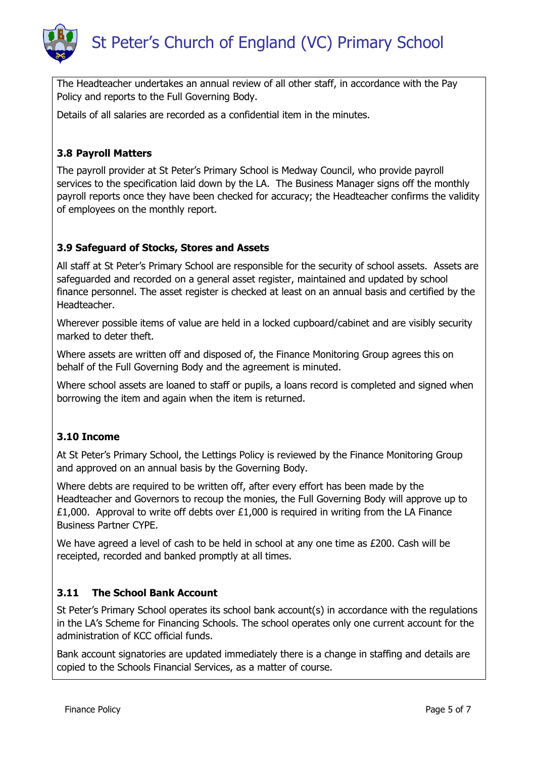The Headteacher undertakes an annual review of all other staff, in accordance with the Pay Policy and reports to the Full Governing Body.

Details of all salaries are recorded as a confidential item in the minutes.

### 3.8 Payroll Matters

The payroll provider at St Peter's Primary School is Medway Council, who provide payroll services to the specification laid down by the LA. The Business Manager signs off the monthly payroll reports once they have been checked for accuracy; the Headteacher confirms the validity of employees on the monthly report.

### 3.9 Safeguard of Stocks, Stores and Assets

All staff at St Peter's Primary School are responsible for the security of school assets. Assets are safeguarded and recorded on a general asset register, maintained and updated by school finance personnel. The asset register is checked at least on an annual basis and certified by the Headteacher.

Wherever possible items of value are held in a locked cupboard/cabinet and are visibly security marked to deter theft.

Where assets are written off and disposed of, the Finance Monitoring Group agrees this on behalf of the Full Governing Body and the agreement is minuted.

Where school assets are loaned to staff or pupils, a loans record is completed and signed when borrowing the item and again when the item is returned.

### 3.10 Income

At St Peter's Primary School, the Lettings Policy is reviewed by the Finance Monitoring Group and approved on an annual basis by the Governing Body.

Where debts are required to be written off, after every effort has been made by the Headteacher and Governors to recoup the monies, the Full Governing Body will approve up to £1,000. Approval to write off debts over £1,000 is required in writing from the LA Finance Business Partner CYPE.

We have agreed a level of cash to be held in school at any one time as £200. Cash will be receipted, recorded and banked promptly at all times.

### 3.11 The School Bank Account

St Peter's Primary School operates its school bank account(s) in accordance with the regulations in the LA's Scheme for Financing Schools. The school operates only one current account for the administration of KCC official funds.

Bank account signatories are updated immediately there is a change in staffing and details are copied to the Schools Financial Services, as a matter of course.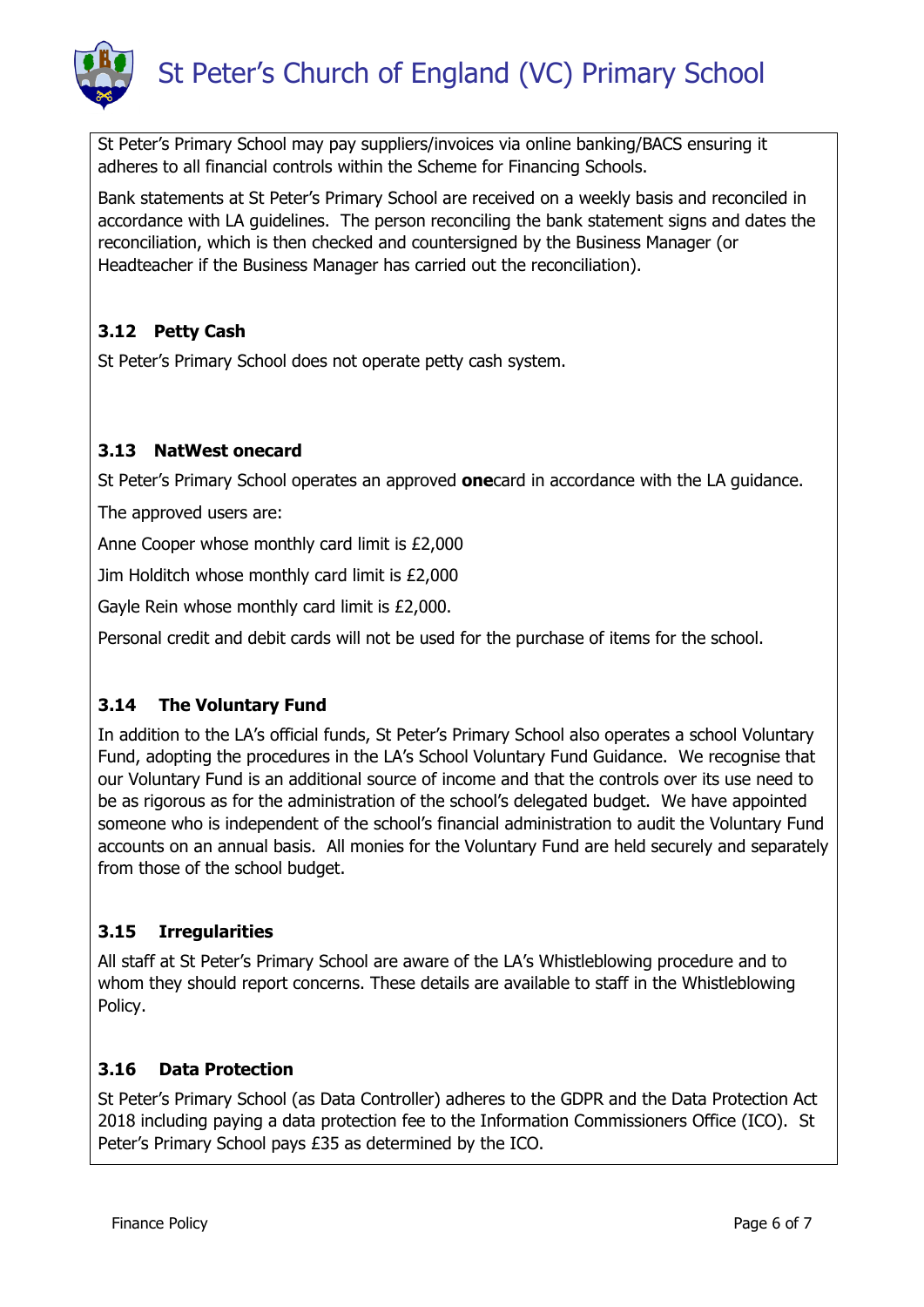St Peter's Primary School may pay suppliers/invoices via online banking/BACS ensuring it adheres to all financial controls within the Scheme for Financing Schools.

Bank statements at St Peter's Primary School are received on a weekly basis and reconciled in accordance with LA guidelines. The person reconciling the bank statement signs and dates the reconciliation, which is then checked and countersigned by the Business Manager (or Headteacher if the Business Manager has carried out the reconciliation).

### 3.12 Petty Cash

St Peter's Primary School does not operate petty cash system.

### 3.13 NatWest onecard

St Peter's Primary School operates an approved **one**card in accordance with the LA guidance.

The approved users are:

Anne Cooper whose monthly card limit is £2,000

Jim Holditch whose monthly card limit is £2,000

Gayle Rein whose monthly card limit is £2,000.

Personal credit and debit cards will not be used for the purchase of items for the school.

### 3.14 The Voluntary Fund

In addition to the LA's official funds, St Peter's Primary School also operates a school Voluntary Fund, adopting the procedures in the LA's School Voluntary Fund Guidance. We recognise that our Voluntary Fund is an additional source of income and that the controls over its use need to be as rigorous as for the administration of the school's delegated budget. We have appointed someone who is independent of the school's financial administration to audit the Voluntary Fund accounts on an annual basis. All monies for the Voluntary Fund are held securely and separately from those of the school budget.

### 3.15 Irregularities

All staff at St Peter's Primary School are aware of the LA's Whistleblowing procedure and to whom they should report concerns. These details are available to staff in the Whistleblowing Policy.

### 3.16 Data Protection

St Peter's Primary School (as Data Controller) adheres to the GDPR and the Data Protection Act 2018 including paying a data protection fee to the Information Commissioners Office (ICO). St Peter's Primary School pays £35 as determined by the ICO.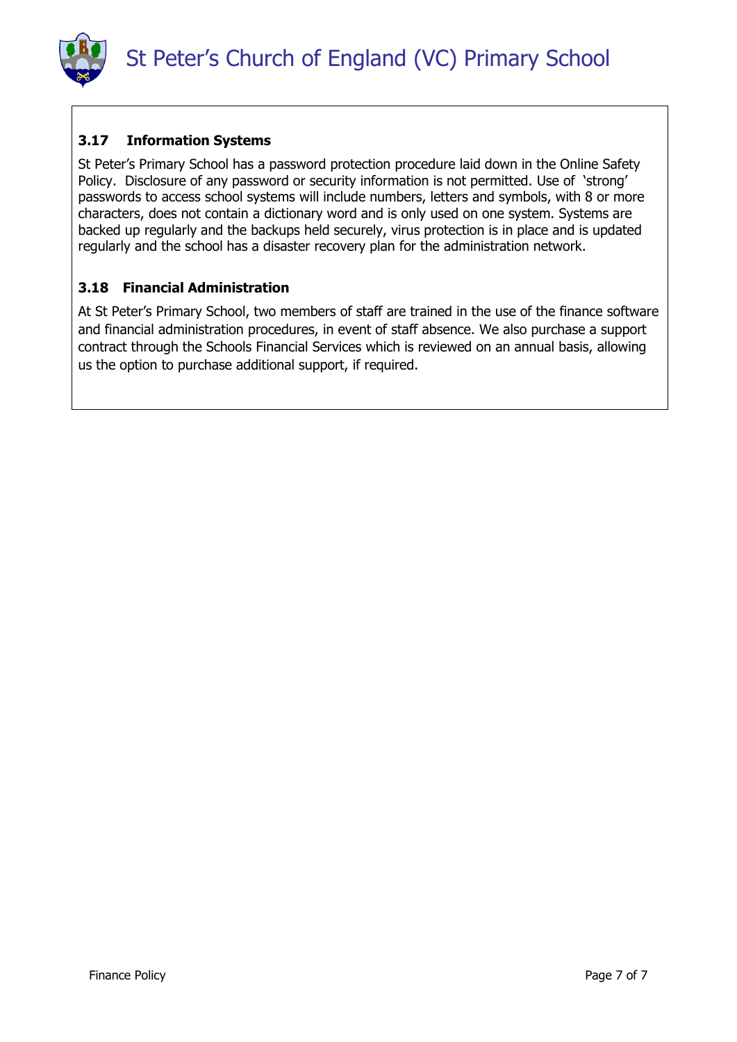### 3.17 Information Systems

St Peter's Primary School has a password protection procedure laid down in the Online Safety Policy. Disclosure of any password or security information is not permitted. Use of 'strong' passwords to access school systems will include numbers, letters and symbols, with 8 or more characters, does not contain a dictionary word and is only used on one system. Systems are backed up regularly and the backups held securely, virus protection is in place and is updated regularly and the school has a disaster recovery plan for the administration network.

### 3.18 Financial Administration

At St Peter's Primary School, two members of staff are trained in the use of the finance software and financial administration procedures, in event of staff absence. We also purchase a support contract through the Schools Financial Services which is reviewed on an annual basis, allowing us the option to purchase additional support, if required.